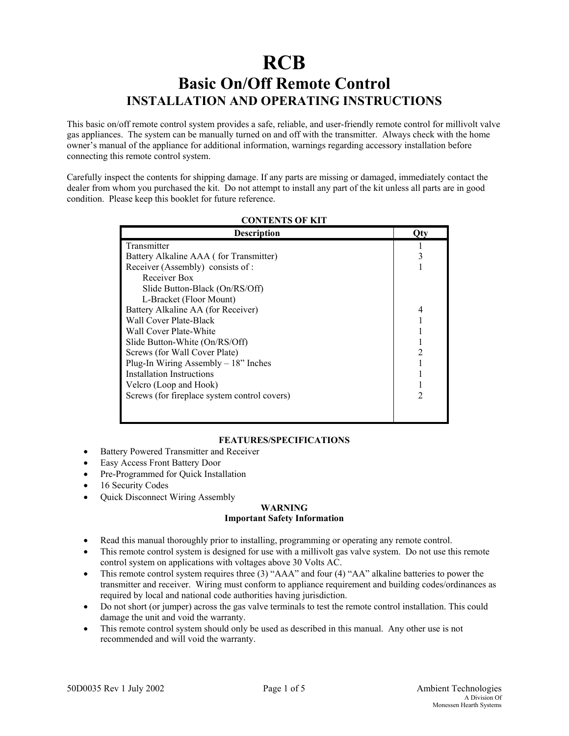# RCB

## Basic On/Off Remote Control

### INSTALLATION AND OPERATING INSTRUCTIONS

This basic on/off remote control system provides a safe, reliable, and user-friendly remote control for millivolt valve gas appliances. The system can be manually turned on and off with the transmitter. Always check with the home owner's manual of the appliance for additional information, warnings regarding accessory installation before connecting this remote control system.

Carefully inspect the contents for shipping damage. If any parts are missing or damaged, immediately contact the dealer from whom you purchased the kit. Do not attempt to install any part of the kit unless all parts are in good condition. Please keep this booklet for future reference.

**CONTENTS OF KIT**

| Description | Qty |
|---|---|
| Transmitter | 1 |
| Battery Alkaline AAA ( for Transmitter) | 3 |
| Receiver (Assembly) consists of : | 1 |
| Receiver Box | |
| Slide Button-Black (On/RS/Off) | |
| L-Bracket (Floor Mount) | |
| Battery Alkaline AA (for Receiver) | 4 |
| Wall Cover Plate-Black | 1 |
| Wall Cover Plate-White | 1 |
| Slide Button-White (On/RS/Off) | 1 |
| Screws (for Wall Cover Plate) | 2 |
| Plug-In Wiring Assembly – 18" Inches | 1 |
| Installation Instructions | 1 |
| Velcro (Loop and Hook) | 1 |
| Screws (for fireplace system control covers) | 2 |

**FEATURES/SPECIFICATIONS**

- Battery Powered Transmitter and Receiver
- Easy Access Front Battery Door
- Pre-Programmed for Quick Installation
- 16 Security Codes
- Quick Disconnect Wiring Assembly

**WARNING**
**Important Safety Information**

- Read this manual thoroughly prior to installing, programming or operating any remote control.
- This remote control system is designed for use with a millivolt gas valve system. Do not use this remote control system on applications with voltages above 30 Volts AC.
- This remote control system requires three (3) "AAA" and four (4) "AA" alkaline batteries to power the transmitter and receiver. Wiring must conform to appliance requirement and building codes/ordinances as required by local and national code authorities having jurisdiction.
- Do not short (or jumper) across the gas valve terminals to test the remote control installation. This could damage the unit and void the warranty.
- This remote control system should only be used as described in this manual. Any other use is not recommended and will void the warranty.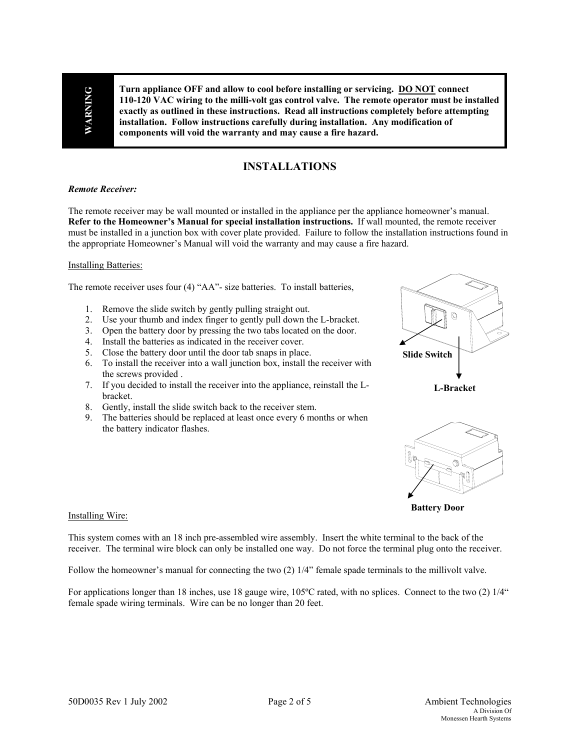**WARNING**

**Turn appliance OFF and allow to cool before installing or servicing. DO NOT connect 110-120 VAC wiring to the milli-volt gas control valve. The remote operator must be installed exactly as outlined in these instructions. Read all instructions completely before attempting installation. Follow instructions carefully during installation. Any modification of components will void the warranty and may cause a fire hazard.**

## INSTALLATIONS

***Remote Receiver:***

The remote receiver may be wall mounted or installed in the appliance per the appliance homeowner's manual. **Refer to the Homeowner's Manual for special installation instructions.** If wall mounted, the remote receiver must be installed in a junction box with cover plate provided. Failure to follow the installation instructions found in the appropriate Homeowner's Manual will void the warranty and may cause a fire hazard.

Installing Batteries:

The remote receiver uses four (4) "AA"- size batteries. To install batteries,

1. Remove the slide switch by gently pulling straight out.
2. Use your thumb and index finger to gently pull down the L-bracket.
3. Open the battery door by pressing the two tabs located on the door.
4. Install the batteries as indicated in the receiver cover.
5. Close the battery door until the door tab snaps in place.
6. To install the receiver into a wall junction box, install the receiver with the screws provided .
7. If you decided to install the receiver into the appliance, reinstall the L-bracket.
8. Gently, install the slide switch back to the receiver stem.
9. The batteries should be replaced at least once every 6 months or when the battery indicator flashes.

**Slide Switch**

**L-Bracket**

**Battery Door**

Installing Wire:

This system comes with an 18 inch pre-assembled wire assembly. Insert the white terminal to the back of the receiver. The terminal wire block can only be installed one way. Do not force the terminal plug onto the receiver.

Follow the homeowner's manual for connecting the two (2) 1/4" female spade terminals to the millivolt valve.

For applications longer than 18 inches, use 18 gauge wire, 105ºC rated, with no splices. Connect to the two (2) 1/4" female spade wiring terminals. Wire can be no longer than 20 feet.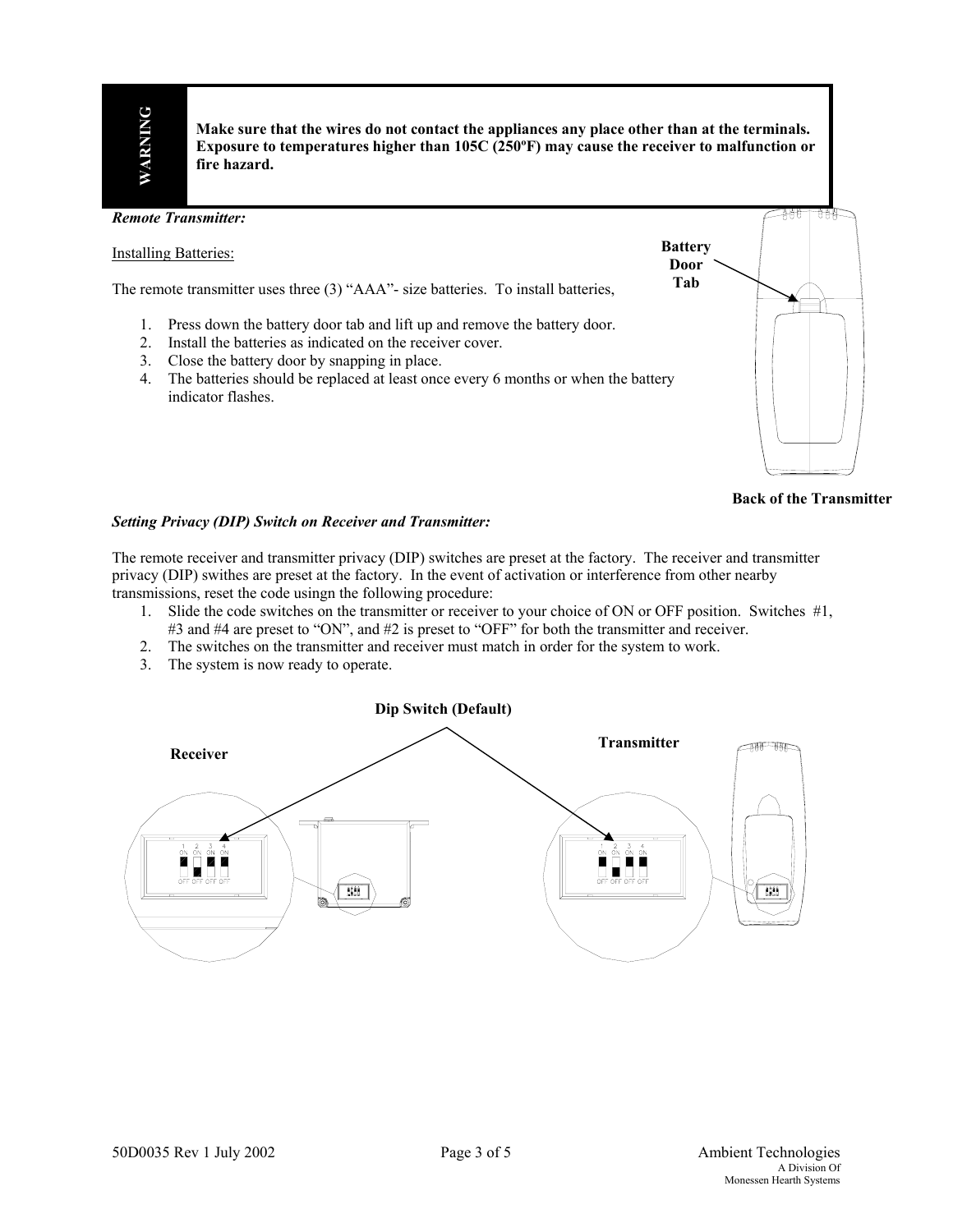**WARNING**

**Make sure that the wires do not contact the appliances any place other than at the terminals. Exposure to temperatures higher than 105C (250ºF) may cause the receiver to malfunction or fire hazard.**

***Remote Transmitter:***

<u>Installing Batteries:</u>

The remote transmitter uses three (3) "AAA"- size batteries. To install batteries,

1. Press down the battery door tab and lift up and remove the battery door.
2. Install the batteries as indicated on the receiver cover.
3. Close the battery door by snapping in place.
4. The batteries should be replaced at least once every 6 months or when the battery indicator flashes.

**Battery Door Tab**

**Back of the Transmitter**

***Setting Privacy (DIP) Switch on Receiver and Transmitter:***

The remote receiver and transmitter privacy (DIP) switches are preset at the factory. The receiver and transmitter privacy (DIP) swithes are preset at the factory. In the event of activation or interference from other nearby transmissions, reset the code usingn the following procedure:

1. Slide the code switches on the transmitter or receiver to your choice of ON or OFF position. Switches #1, #3 and #4 are preset to "ON", and #2 is preset to "OFF" for both the transmitter and receiver.
2. The switches on the transmitter and receiver must match in order for the system to work.
3. The system is now ready to operate.

**Dip Switch (Default)**

**Receiver**

**Transmitter**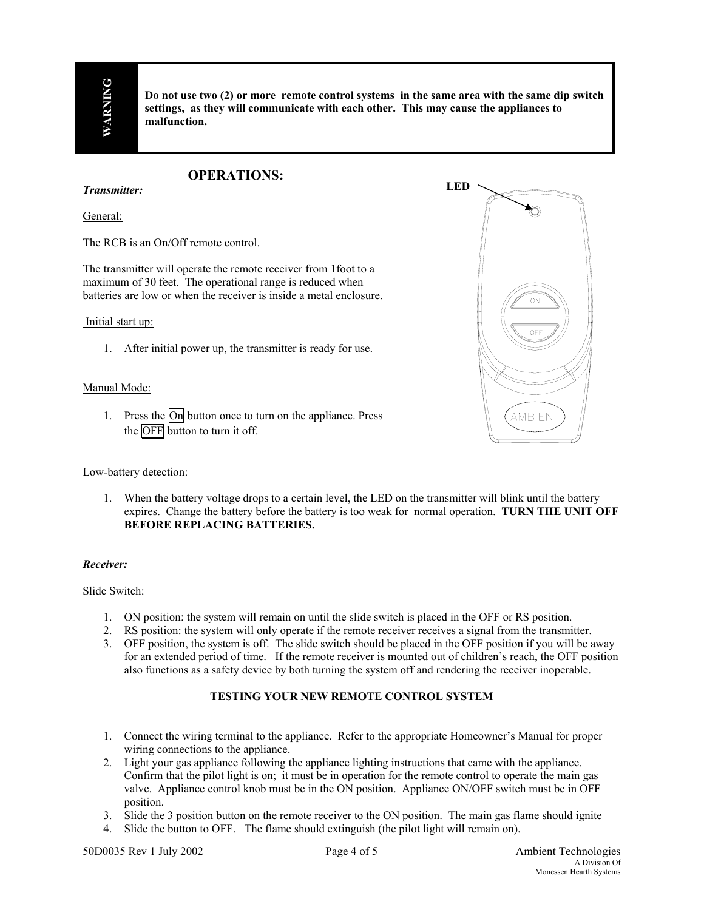> **WARNING**
>
> **Do not use two (2) or more remote control systems in the same area with the same dip switch settings, as they will communicate with each other. This may cause the appliances to malfunction.**

## OPERATIONS:

### *Transmitter:*

General:

The RCB is an On/Off remote control.

The transmitter will operate the remote receiver from 1foot to a maximum of 30 feet. The operational range is reduced when batteries are low or when the receiver is inside a metal enclosure.

Initial start up:

1. After initial power up, the transmitter is ready for use.

Manual Mode:

1. Press the On button once to turn on the appliance. Press the OFF button to turn it off.

Low-battery detection:

1. When the battery voltage drops to a certain level, the LED on the transmitter will blink until the battery expires. Change the battery before the battery is too weak for normal operation. **TURN THE UNIT OFF BEFORE REPLACING BATTERIES.**

### *Receiver:*

Slide Switch:

1. ON position: the system will remain on until the slide switch is placed in the OFF or RS position.
2. RS position: the system will only operate if the remote receiver receives a signal from the transmitter.
3. OFF position, the system is off. The slide switch should be placed in the OFF position if you will be away for an extended period of time. If the remote receiver is mounted out of children's reach, the OFF position also functions as a safety device by both turning the system off and rendering the receiver inoperable.

### TESTING YOUR NEW REMOTE CONTROL SYSTEM

1. Connect the wiring terminal to the appliance. Refer to the appropriate Homeowner's Manual for proper wiring connections to the appliance.
2. Light your gas appliance following the appliance lighting instructions that came with the appliance. Confirm that the pilot light is on; it must be in operation for the remote control to operate the main gas valve. Appliance control knob must be in the ON position. Appliance ON/OFF switch must be in OFF position.
3. Slide the 3 position button on the remote receiver to the ON position. The main gas flame should ignite
4. Slide the button to OFF. The flame should extinguish (the pilot light will remain on).

50D0035 Rev 1 July 2002 — Ambient Technologies, A Division Of Monessen Hearth Systems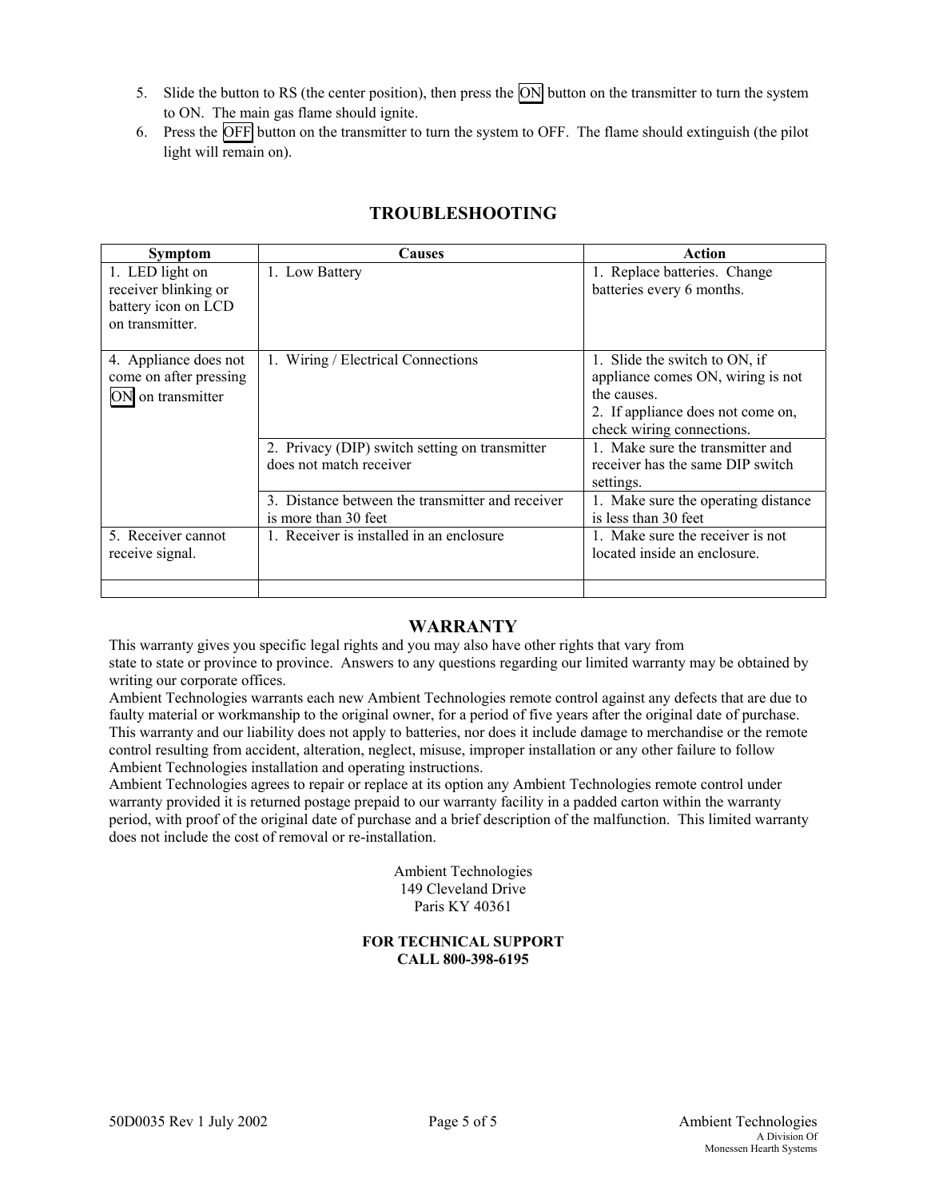5. Slide the button to RS (the center position), then press the ON button on the transmitter to turn the system to ON. The main gas flame should ignite.
6. Press the OFF button on the transmitter to turn the system to OFF. The flame should extinguish (the pilot light will remain on).

## TROUBLESHOOTING

| Symptom | Causes | Action |
|---|---|---|
| 1. LED light on receiver blinking or battery icon on LCD on transmitter. | 1. Low Battery | 1. Replace batteries. Change batteries every 6 months. |
| 4. Appliance does not come on after pressing ON on transmitter | 1. Wiring / Electrical Connections | 1. Slide the switch to ON, if appliance comes ON, wiring is not the causes.<br>2. If appliance does not come on, check wiring connections. |
| | 2. Privacy (DIP) switch setting on transmitter does not match receiver | 1. Make sure the transmitter and receiver has the same DIP switch settings. |
| | 3. Distance between the transmitter and receiver is more than 30 feet | 1. Make sure the operating distance is less than 30 feet |
| 5. Receiver cannot receive signal. | 1. Receiver is installed in an enclosure | 1. Make sure the receiver is not located inside an enclosure. |
| | | |

## WARRANTY

This warranty gives you specific legal rights and you may also have other rights that vary from state to state or province to province. Answers to any questions regarding our limited warranty may be obtained by writing our corporate offices.

Ambient Technologies warrants each new Ambient Technologies remote control against any defects that are due to faulty material or workmanship to the original owner, for a period of five years after the original date of purchase. This warranty and our liability does not apply to batteries, nor does it include damage to merchandise or the remote control resulting from accident, alteration, neglect, misuse, improper installation or any other failure to follow Ambient Technologies installation and operating instructions.

Ambient Technologies agrees to repair or replace at its option any Ambient Technologies remote control under warranty provided it is returned postage prepaid to our warranty facility in a padded carton within the warranty period, with proof of the original date of purchase and a brief description of the malfunction. This limited warranty does not include the cost of removal or re-installation.

Ambient Technologies
149 Cleveland Drive
Paris KY 40361

**FOR TECHNICAL SUPPORT**
**CALL 800-398-6195**